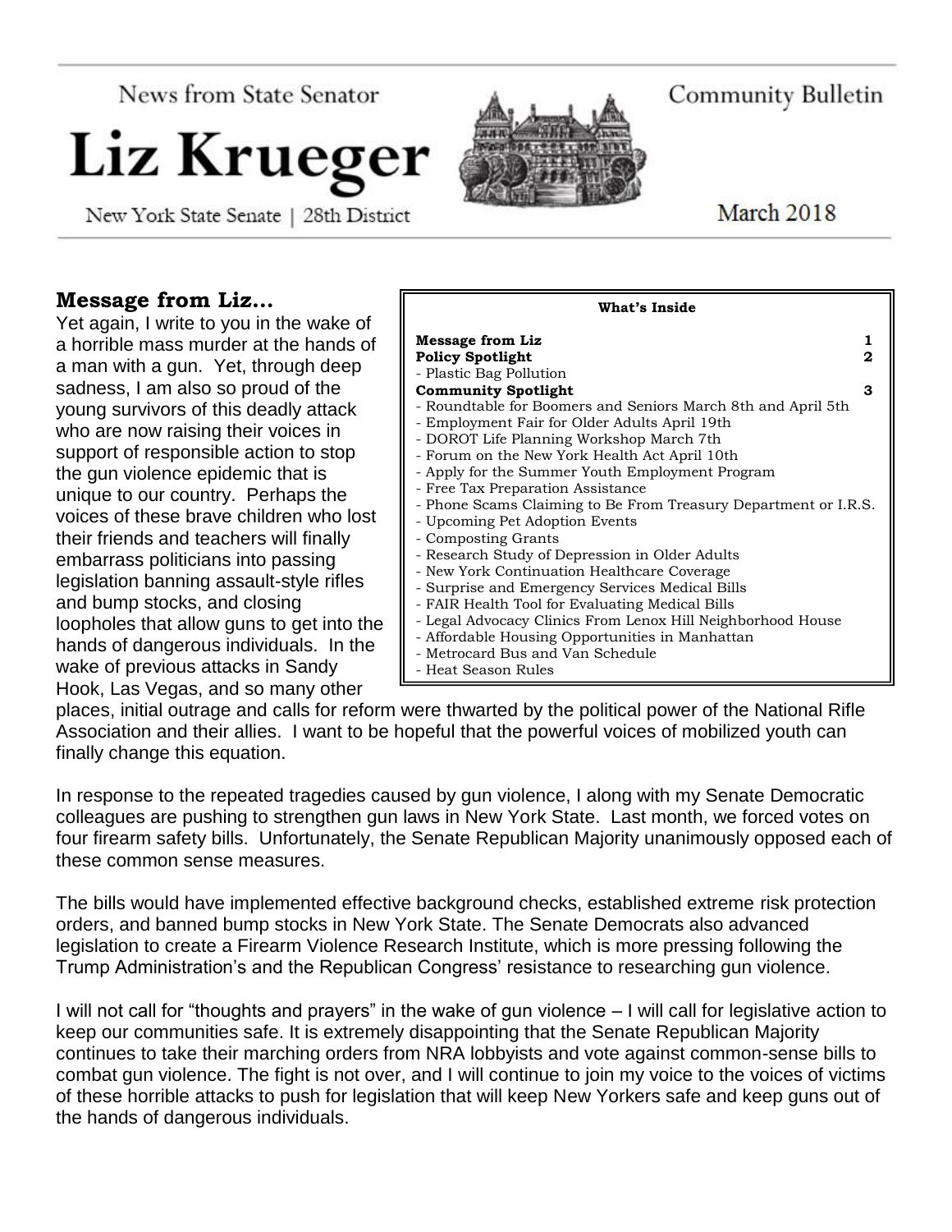News from State Senator

# Liz Krueger

New York State Senate | 28th District

Community Bulletin

March 2018

**What's Inside**

| | |
|---|---|
| **Message from Liz** | **1** |
| **Policy Spotlight** | **2** |
| - Plastic Bag Pollution | |
| **Community Spotlight** | **3** |
| - Roundtable for Boomers and Seniors March 8th and April 5th | |
| - Employment Fair for Older Adults April 19th | |
| - DOROT Life Planning Workshop March 7th | |
| - Forum on the New York Health Act April 10th | |
| - Apply for the Summer Youth Employment Program | |
| - Free Tax Preparation Assistance | |
| - Phone Scams Claiming to Be From Treasury Department or I.R.S. | |
| - Upcoming Pet Adoption Events | |
| - Composting Grants | |
| - Research Study of Depression in Older Adults | |
| - New York Continuation Healthcare Coverage | |
| - Surprise and Emergency Services Medical Bills | |
| - FAIR Health Tool for Evaluating Medical Bills | |
| - Legal Advocacy Clinics From Lenox Hill Neighborhood House | |
| - Affordable Housing Opportunities in Manhattan | |
| - Metrocard Bus and Van Schedule | |
| - Heat Season Rules | |

## Message from Liz…

Yet again, I write to you in the wake of a horrible mass murder at the hands of a man with a gun. Yet, through deep sadness, I am also so proud of the young survivors of this deadly attack who are now raising their voices in support of responsible action to stop the gun violence epidemic that is unique to our country. Perhaps the voices of these brave children who lost their friends and teachers will finally embarrass politicians into passing legislation banning assault-style rifles and bump stocks, and closing loopholes that allow guns to get into the hands of dangerous individuals. In the wake of previous attacks in Sandy Hook, Las Vegas, and so many other places, initial outrage and calls for reform were thwarted by the political power of the National Rifle Association and their allies. I want to be hopeful that the powerful voices of mobilized youth can finally change this equation.

In response to the repeated tragedies caused by gun violence, I along with my Senate Democratic colleagues are pushing to strengthen gun laws in New York State. Last month, we forced votes on four firearm safety bills. Unfortunately, the Senate Republican Majority unanimously opposed each of these common sense measures.

The bills would have implemented effective background checks, established extreme risk protection orders, and banned bump stocks in New York State. The Senate Democrats also advanced legislation to create a Firearm Violence Research Institute, which is more pressing following the Trump Administration's and the Republican Congress' resistance to researching gun violence.

I will not call for "thoughts and prayers" in the wake of gun violence – I will call for legislative action to keep our communities safe. It is extremely disappointing that the Senate Republican Majority continues to take their marching orders from NRA lobbyists and vote against common-sense bills to combat gun violence. The fight is not over, and I will continue to join my voice to the voices of victims of these horrible attacks to push for legislation that will keep New Yorkers safe and keep guns out of the hands of dangerous individuals.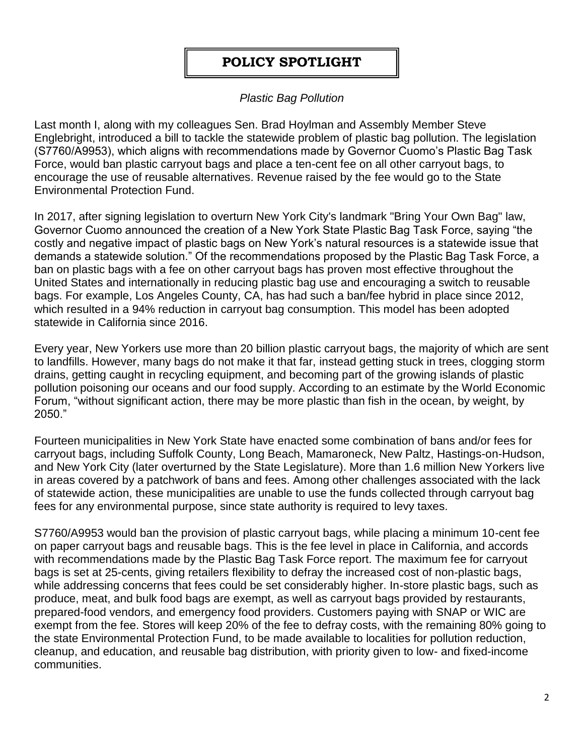# POLICY SPOTLIGHT

*Plastic Bag Pollution*

Last month I, along with my colleagues Sen. Brad Hoylman and Assembly Member Steve Englebright, introduced a bill to tackle the statewide problem of plastic bag pollution. The legislation (S7760/A9953), which aligns with recommendations made by Governor Cuomo's Plastic Bag Task Force, would ban plastic carryout bags and place a ten-cent fee on all other carryout bags, to encourage the use of reusable alternatives. Revenue raised by the fee would go to the State Environmental Protection Fund.

In 2017, after signing legislation to overturn New York City's landmark "Bring Your Own Bag" law, Governor Cuomo announced the creation of a New York State Plastic Bag Task Force, saying "the costly and negative impact of plastic bags on New York's natural resources is a statewide issue that demands a statewide solution." Of the recommendations proposed by the Plastic Bag Task Force, a ban on plastic bags with a fee on other carryout bags has proven most effective throughout the United States and internationally in reducing plastic bag use and encouraging a switch to reusable bags. For example, Los Angeles County, CA, has had such a ban/fee hybrid in place since 2012, which resulted in a 94% reduction in carryout bag consumption. This model has been adopted statewide in California since 2016.

Every year, New Yorkers use more than 20 billion plastic carryout bags, the majority of which are sent to landfills. However, many bags do not make it that far, instead getting stuck in trees, clogging storm drains, getting caught in recycling equipment, and becoming part of the growing islands of plastic pollution poisoning our oceans and our food supply. According to an estimate by the World Economic Forum, "without significant action, there may be more plastic than fish in the ocean, by weight, by 2050."

Fourteen municipalities in New York State have enacted some combination of bans and/or fees for carryout bags, including Suffolk County, Long Beach, Mamaroneck, New Paltz, Hastings-on-Hudson, and New York City (later overturned by the State Legislature). More than 1.6 million New Yorkers live in areas covered by a patchwork of bans and fees. Among other challenges associated with the lack of statewide action, these municipalities are unable to use the funds collected through carryout bag fees for any environmental purpose, since state authority is required to levy taxes.

S7760/A9953 would ban the provision of plastic carryout bags, while placing a minimum 10-cent fee on paper carryout bags and reusable bags. This is the fee level in place in California, and accords with recommendations made by the Plastic Bag Task Force report. The maximum fee for carryout bags is set at 25-cents, giving retailers flexibility to defray the increased cost of non-plastic bags, while addressing concerns that fees could be set considerably higher. In-store plastic bags, such as produce, meat, and bulk food bags are exempt, as well as carryout bags provided by restaurants, prepared-food vendors, and emergency food providers. Customers paying with SNAP or WIC are exempt from the fee. Stores will keep 20% of the fee to defray costs, with the remaining 80% going to the state Environmental Protection Fund, to be made available to localities for pollution reduction, cleanup, and education, and reusable bag distribution, with priority given to low- and fixed-income communities.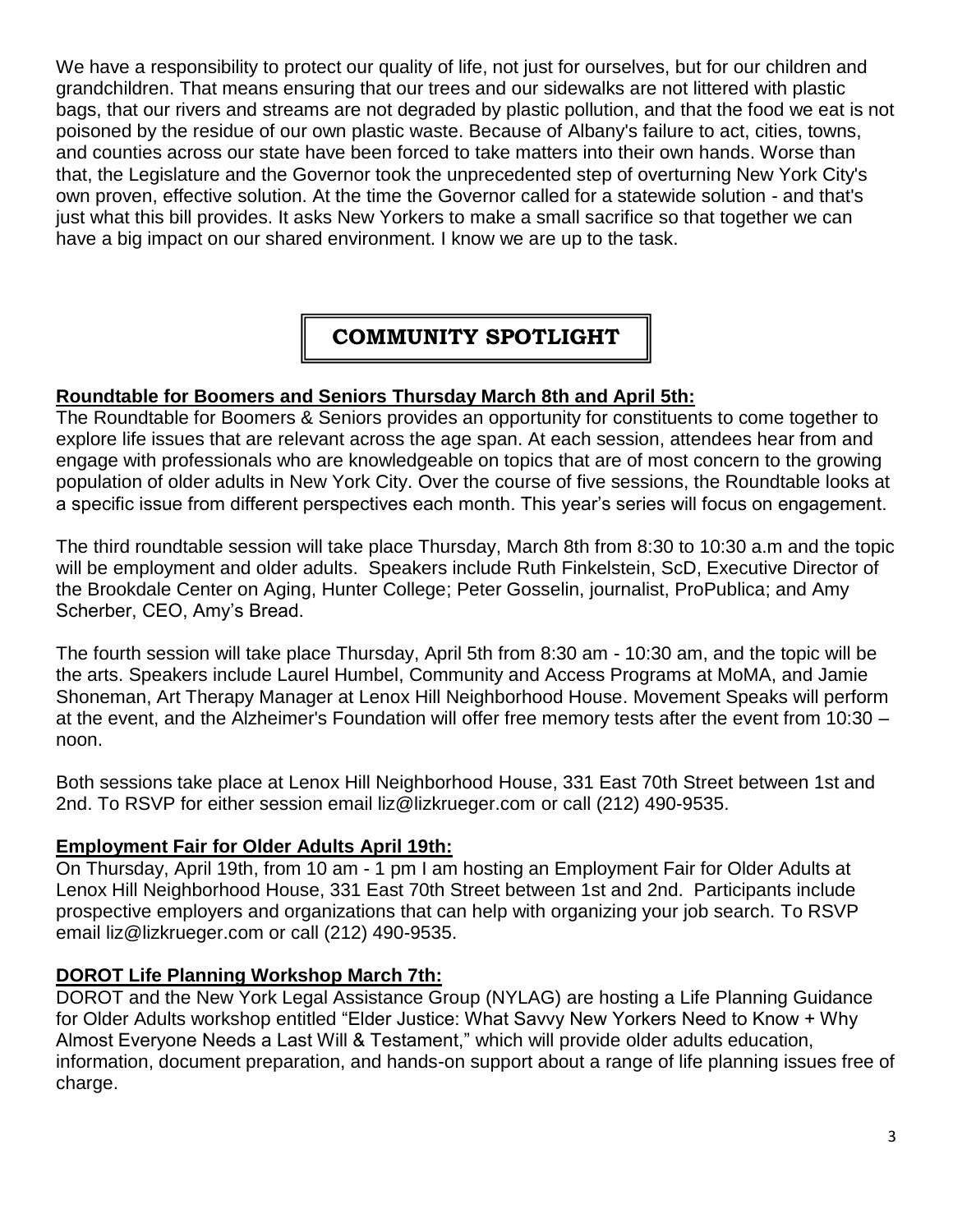We have a responsibility to protect our quality of life, not just for ourselves, but for our children and grandchildren. That means ensuring that our trees and our sidewalks are not littered with plastic bags, that our rivers and streams are not degraded by plastic pollution, and that the food we eat is not poisoned by the residue of our own plastic waste. Because of Albany's failure to act, cities, towns, and counties across our state have been forced to take matters into their own hands. Worse than that, the Legislature and the Governor took the unprecedented step of overturning New York City's own proven, effective solution. At the time the Governor called for a statewide solution - and that's just what this bill provides. It asks New Yorkers to make a small sacrifice so that together we can have a big impact on our shared environment. I know we are up to the task.

## COMMUNITY SPOTLIGHT

### Roundtable for Boomers and Seniors Thursday March 8th and April 5th:

The Roundtable for Boomers & Seniors provides an opportunity for constituents to come together to explore life issues that are relevant across the age span. At each session, attendees hear from and engage with professionals who are knowledgeable on topics that are of most concern to the growing population of older adults in New York City. Over the course of five sessions, the Roundtable looks at a specific issue from different perspectives each month. This year's series will focus on engagement.

The third roundtable session will take place Thursday, March 8th from 8:30 to 10:30 a.m and the topic will be employment and older adults. Speakers include Ruth Finkelstein, ScD, Executive Director of the Brookdale Center on Aging, Hunter College; Peter Gosselin, journalist, ProPublica; and Amy Scherber, CEO, Amy's Bread.

The fourth session will take place Thursday, April 5th from 8:30 am - 10:30 am, and the topic will be the arts. Speakers include Laurel Humbel, Community and Access Programs at MoMA, and Jamie Shoneman, Art Therapy Manager at Lenox Hill Neighborhood House. Movement Speaks will perform at the event, and the Alzheimer's Foundation will offer free memory tests after the event from 10:30 – noon.

Both sessions take place at Lenox Hill Neighborhood House, 331 East 70th Street between 1st and 2nd. To RSVP for either session email liz@lizkrueger.com or call (212) 490-9535.

### Employment Fair for Older Adults April 19th:

On Thursday, April 19th, from 10 am - 1 pm I am hosting an Employment Fair for Older Adults at Lenox Hill Neighborhood House, 331 East 70th Street between 1st and 2nd. Participants include prospective employers and organizations that can help with organizing your job search. To RSVP email liz@lizkrueger.com or call (212) 490-9535.

### DOROT Life Planning Workshop March 7th:

DOROT and the New York Legal Assistance Group (NYLAG) are hosting a Life Planning Guidance for Older Adults workshop entitled "Elder Justice: What Savvy New Yorkers Need to Know + Why Almost Everyone Needs a Last Will & Testament," which will provide older adults education, information, document preparation, and hands-on support about a range of life planning issues free of charge.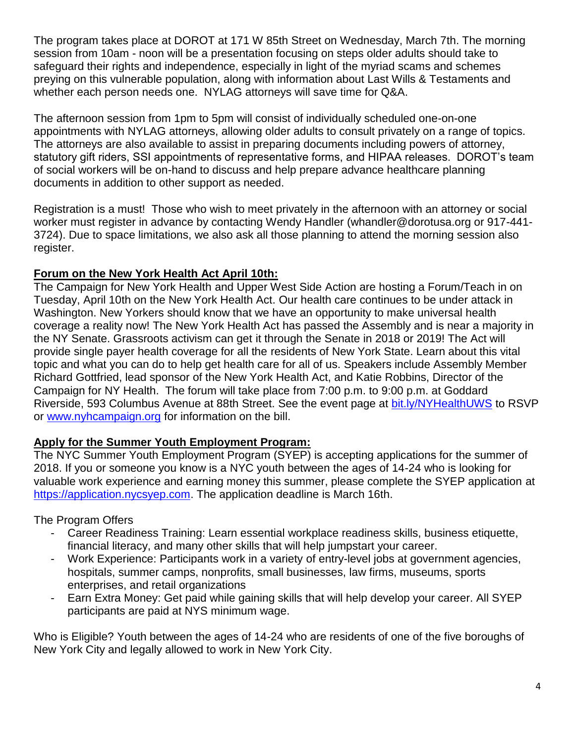The program takes place at DOROT at 171 W 85th Street on Wednesday, March 7th. The morning session from 10am - noon will be a presentation focusing on steps older adults should take to safeguard their rights and independence, especially in light of the myriad scams and schemes preying on this vulnerable population, along with information about Last Wills & Testaments and whether each person needs one. NYLAG attorneys will save time for Q&A.

The afternoon session from 1pm to 5pm will consist of individually scheduled one-on-one appointments with NYLAG attorneys, allowing older adults to consult privately on a range of topics. The attorneys are also available to assist in preparing documents including powers of attorney, statutory gift riders, SSI appointments of representative forms, and HIPAA releases. DOROT's team of social workers will be on-hand to discuss and help prepare advance healthcare planning documents in addition to other support as needed.

Registration is a must! Those who wish to meet privately in the afternoon with an attorney or social worker must register in advance by contacting Wendy Handler (whandler@dorotusa.org or 917-441-3724). Due to space limitations, we also ask all those planning to attend the morning session also register.

**Forum on the New York Health Act April 10th:**

The Campaign for New York Health and Upper West Side Action are hosting a Forum/Teach in on Tuesday, April 10th on the New York Health Act. Our health care continues to be under attack in Washington. New Yorkers should know that we have an opportunity to make universal health coverage a reality now! The New York Health Act has passed the Assembly and is near a majority in the NY Senate. Grassroots activism can get it through the Senate in 2018 or 2019! The Act will provide single payer health coverage for all the residents of New York State. Learn about this vital topic and what you can do to help get health care for all of us. Speakers include Assembly Member Richard Gottfried, lead sponsor of the New York Health Act, and Katie Robbins, Director of the Campaign for NY Health. The forum will take place from 7:00 p.m. to 9:00 p.m. at Goddard Riverside, 593 Columbus Avenue at 88th Street. See the event page at bit.ly/NYHealthUWS to RSVP or www.nyhcampaign.org for information on the bill.

**Apply for the Summer Youth Employment Program:**

The NYC Summer Youth Employment Program (SYEP) is accepting applications for the summer of 2018. If you or someone you know is a NYC youth between the ages of 14-24 who is looking for valuable work experience and earning money this summer, please complete the SYEP application at https://application.nycsyep.com. The application deadline is March 16th.

The Program Offers

- Career Readiness Training: Learn essential workplace readiness skills, business etiquette, financial literacy, and many other skills that will help jumpstart your career.
- Work Experience: Participants work in a variety of entry-level jobs at government agencies, hospitals, summer camps, nonprofits, small businesses, law firms, museums, sports enterprises, and retail organizations
- Earn Extra Money: Get paid while gaining skills that will help develop your career. All SYEP participants are paid at NYS minimum wage.

Who is Eligible? Youth between the ages of 14-24 who are residents of one of the five boroughs of New York City and legally allowed to work in New York City.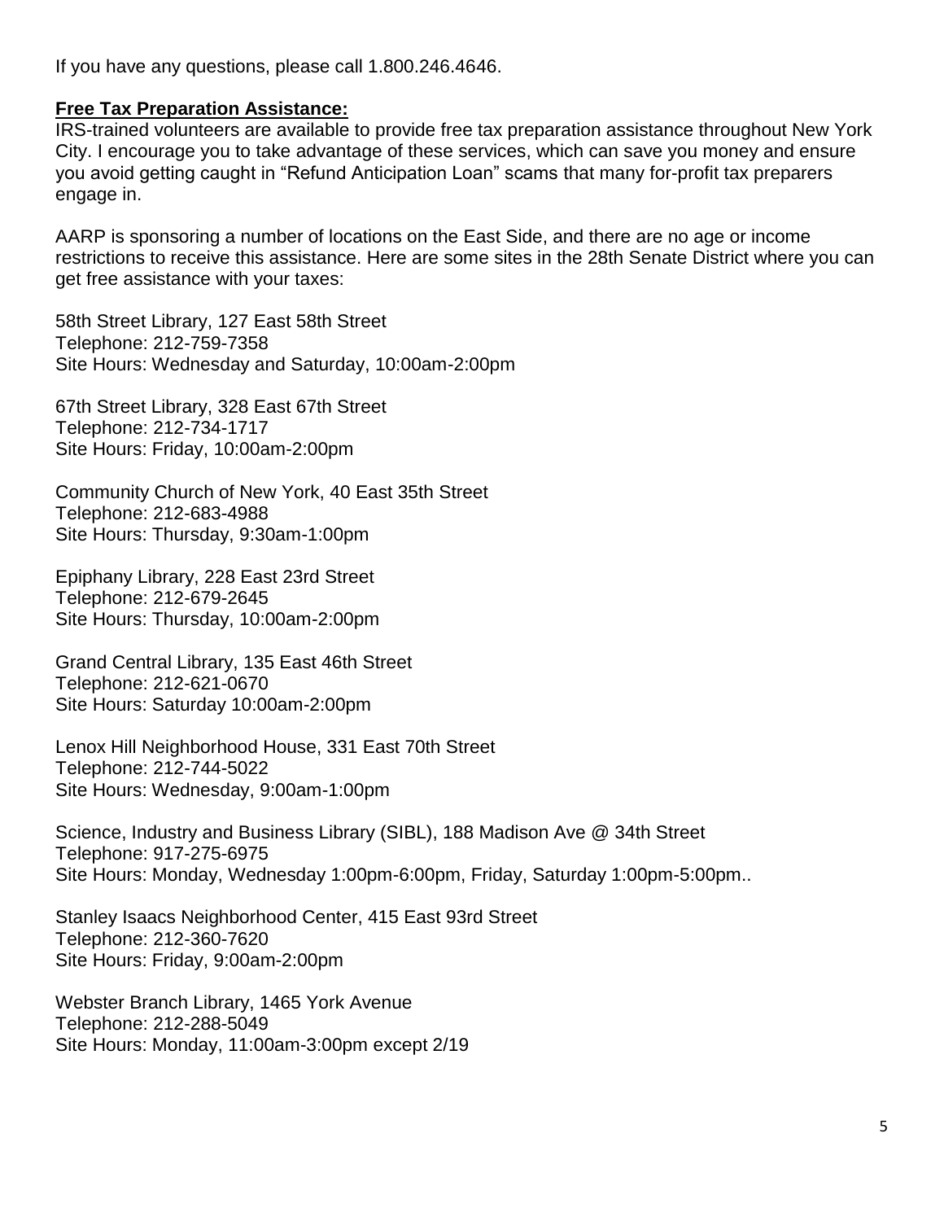If you have any questions, please call 1.800.246.4646.

**Free Tax Preparation Assistance:**

IRS-trained volunteers are available to provide free tax preparation assistance throughout New York City. I encourage you to take advantage of these services, which can save you money and ensure you avoid getting caught in "Refund Anticipation Loan" scams that many for-profit tax preparers engage in.

AARP is sponsoring a number of locations on the East Side, and there are no age or income restrictions to receive this assistance. Here are some sites in the 28th Senate District where you can get free assistance with your taxes:

58th Street Library, 127 East 58th Street
Telephone: 212-759-7358
Site Hours: Wednesday and Saturday, 10:00am-2:00pm

67th Street Library, 328 East 67th Street
Telephone: 212-734-1717
Site Hours: Friday, 10:00am-2:00pm

Community Church of New York, 40 East 35th Street
Telephone: 212-683-4988
Site Hours: Thursday, 9:30am-1:00pm

Epiphany Library, 228 East 23rd Street
Telephone: 212-679-2645
Site Hours: Thursday, 10:00am-2:00pm

Grand Central Library, 135 East 46th Street
Telephone: 212-621-0670
Site Hours: Saturday 10:00am-2:00pm

Lenox Hill Neighborhood House, 331 East 70th Street
Telephone: 212-744-5022
Site Hours: Wednesday, 9:00am-1:00pm

Science, Industry and Business Library (SIBL), 188 Madison Ave @ 34th Street
Telephone: 917-275-6975
Site Hours: Monday, Wednesday 1:00pm-6:00pm, Friday, Saturday 1:00pm-5:00pm..

Stanley Isaacs Neighborhood Center, 415 East 93rd Street
Telephone: 212-360-7620
Site Hours: Friday, 9:00am-2:00pm

Webster Branch Library, 1465 York Avenue
Telephone: 212-288-5049
Site Hours: Monday, 11:00am-3:00pm except 2/19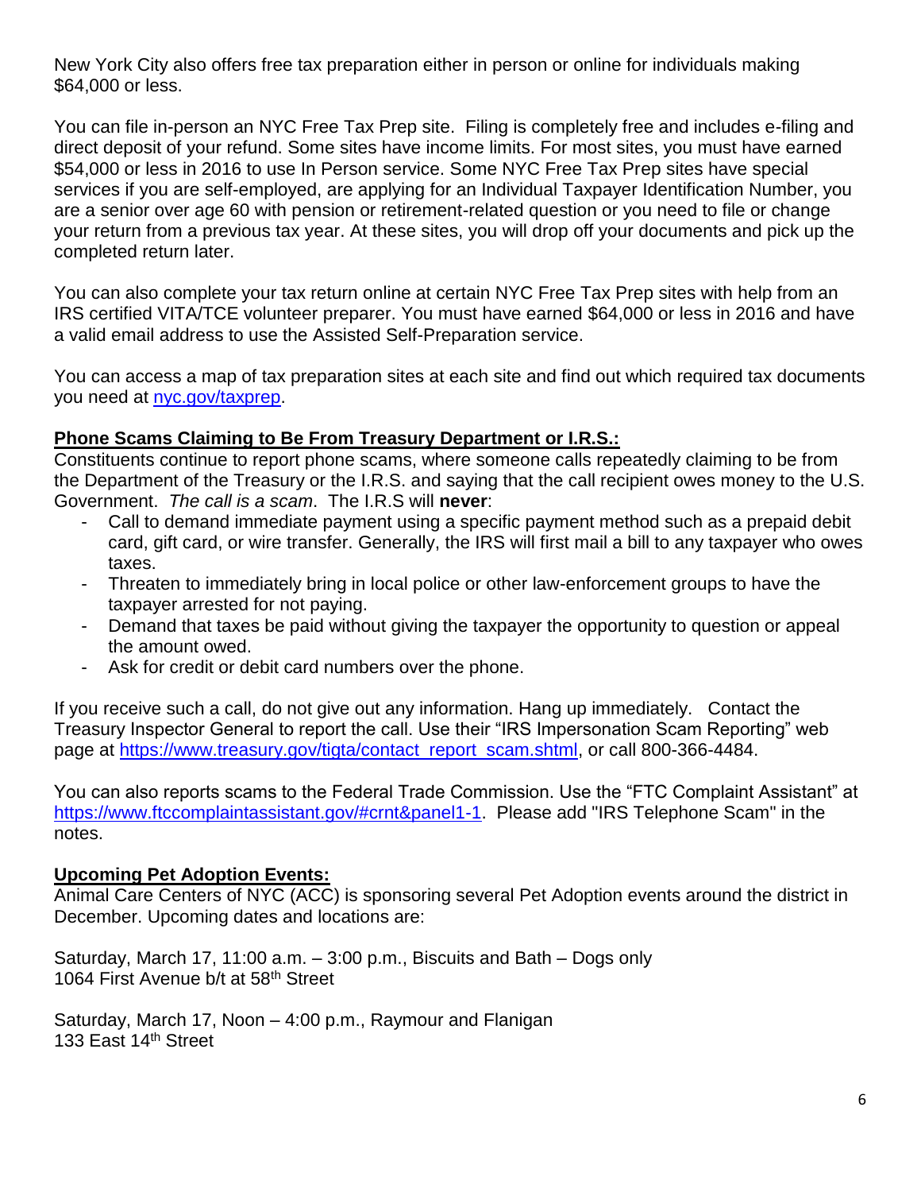New York City also offers free tax preparation either in person or online for individuals making $64,000 or less.

You can file in-person an NYC Free Tax Prep site. Filing is completely free and includes e-filing and direct deposit of your refund. Some sites have income limits. For most sites, you must have earned $54,000 or less in 2016 to use In Person service. Some NYC Free Tax Prep sites have special services if you are self-employed, are applying for an Individual Taxpayer Identification Number, you are a senior over age 60 with pension or retirement-related question or you need to file or change your return from a previous tax year. At these sites, you will drop off your documents and pick up the completed return later.

You can also complete your tax return online at certain NYC Free Tax Prep sites with help from an IRS certified VITA/TCE volunteer preparer. You must have earned $64,000 or less in 2016 and have a valid email address to use the Assisted Self-Preparation service.

You can access a map of tax preparation sites at each site and find out which required tax documents you need at [nyc.gov/taxprep](nyc.gov/taxprep).

**Phone Scams Claiming to Be From Treasury Department or I.R.S.:**

Constituents continue to report phone scams, where someone calls repeatedly claiming to be from the Department of the Treasury or the I.R.S. and saying that the call recipient owes money to the U.S. Government. *The call is a scam*. The I.R.S will **never**:

- Call to demand immediate payment using a specific payment method such as a prepaid debit card, gift card, or wire transfer. Generally, the IRS will first mail a bill to any taxpayer who owes taxes.
- Threaten to immediately bring in local police or other law-enforcement groups to have the taxpayer arrested for not paying.
- Demand that taxes be paid without giving the taxpayer the opportunity to question or appeal the amount owed.
- Ask for credit or debit card numbers over the phone.

If you receive such a call, do not give out any information. Hang up immediately. Contact the Treasury Inspector General to report the call. Use their "IRS Impersonation Scam Reporting" web page at [https://www.treasury.gov/tigta/contact_report_scam.shtml](https://www.treasury.gov/tigta/contact_report_scam.shtml), or call 800-366-4484.

You can also reports scams to the Federal Trade Commission. Use the "FTC Complaint Assistant" at [https://www.ftccomplaintassistant.gov/#crnt&panel1-1](https://www.ftccomplaintassistant.gov/#crnt&panel1-1). Please add "IRS Telephone Scam" in the notes.

**Upcoming Pet Adoption Events:**

Animal Care Centers of NYC (ACC) is sponsoring several Pet Adoption events around the district in December. Upcoming dates and locations are:

Saturday, March 17, 11:00 a.m. – 3:00 p.m., Biscuits and Bath – Dogs only
1064 First Avenue b/t at 58th Street

Saturday, March 17, Noon – 4:00 p.m., Raymour and Flanigan
133 East 14th Street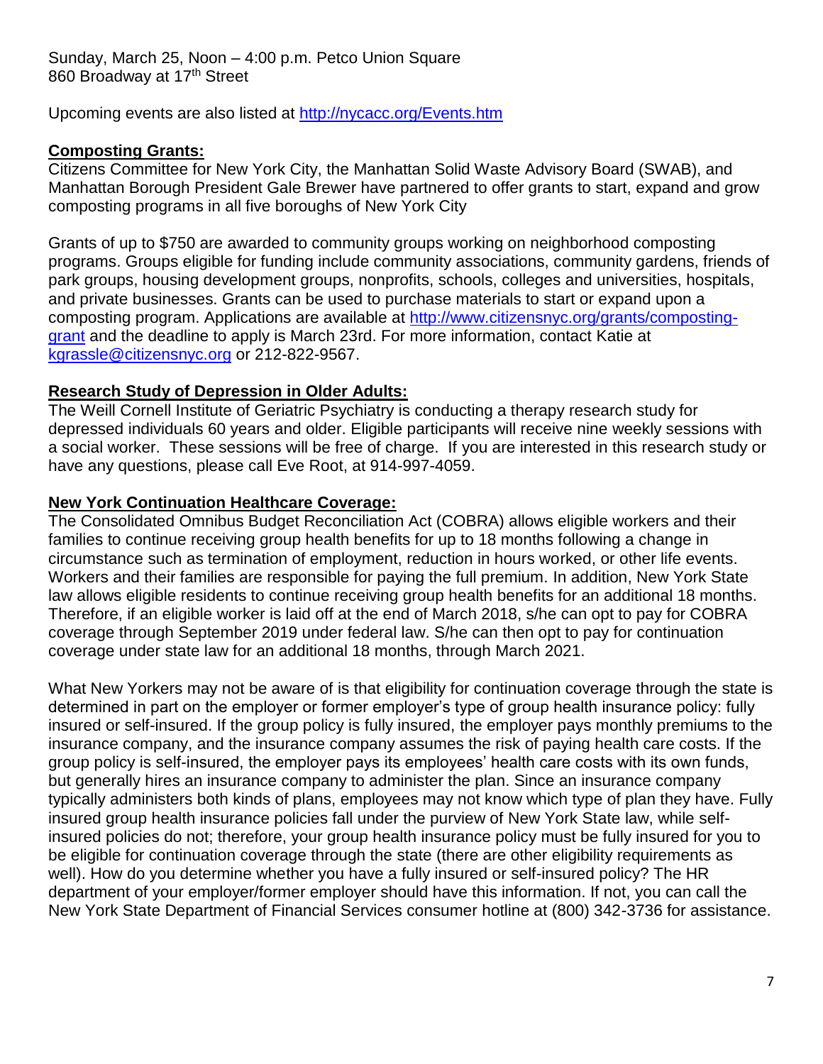Sunday, March 25, Noon – 4:00 p.m. Petco Union Square
860 Broadway at 17th Street

Upcoming events are also listed at [http://nycacc.org/Events.htm](http://nycacc.org/Events.htm)

## Composting Grants:

Citizens Committee for New York City, the Manhattan Solid Waste Advisory Board (SWAB), and Manhattan Borough President Gale Brewer have partnered to offer grants to start, expand and grow composting programs in all five boroughs of New York City

Grants of up to $750 are awarded to community groups working on neighborhood composting programs. Groups eligible for funding include community associations, community gardens, friends of park groups, housing development groups, nonprofits, schools, colleges and universities, hospitals, and private businesses. Grants can be used to purchase materials to start or expand upon a composting program. Applications are available at [http://www.citizensnyc.org/grants/composting-grant](http://www.citizensnyc.org/grants/composting-grant) and the deadline to apply is March 23rd. For more information, contact Katie at [kgrassle@citizensnyc.org](mailto:kgrassle@citizensnyc.org) or 212-822-9567.

## Research Study of Depression in Older Adults:

The Weill Cornell Institute of Geriatric Psychiatry is conducting a therapy research study for depressed individuals 60 years and older. Eligible participants will receive nine weekly sessions with a social worker. These sessions will be free of charge. If you are interested in this research study or have any questions, please call Eve Root, at 914-997-4059.

## New York Continuation Healthcare Coverage:

The Consolidated Omnibus Budget Reconciliation Act (COBRA) allows eligible workers and their families to continue receiving group health benefits for up to 18 months following a change in circumstance such as termination of employment, reduction in hours worked, or other life events. Workers and their families are responsible for paying the full premium. In addition, New York State law allows eligible residents to continue receiving group health benefits for an additional 18 months. Therefore, if an eligible worker is laid off at the end of March 2018, s/he can opt to pay for COBRA coverage through September 2019 under federal law. S/he can then opt to pay for continuation coverage under state law for an additional 18 months, through March 2021.

What New Yorkers may not be aware of is that eligibility for continuation coverage through the state is determined in part on the employer or former employer's type of group health insurance policy: fully insured or self-insured. If the group policy is fully insured, the employer pays monthly premiums to the insurance company, and the insurance company assumes the risk of paying health care costs. If the group policy is self-insured, the employer pays its employees' health care costs with its own funds, but generally hires an insurance company to administer the plan. Since an insurance company typically administers both kinds of plans, employees may not know which type of plan they have. Fully insured group health insurance policies fall under the purview of New York State law, while self-insured policies do not; therefore, your group health insurance policy must be fully insured for you to be eligible for continuation coverage through the state (there are other eligibility requirements as well). How do you determine whether you have a fully insured or self-insured policy? The HR department of your employer/former employer should have this information. If not, you can call the New York State Department of Financial Services consumer hotline at (800) 342-3736 for assistance.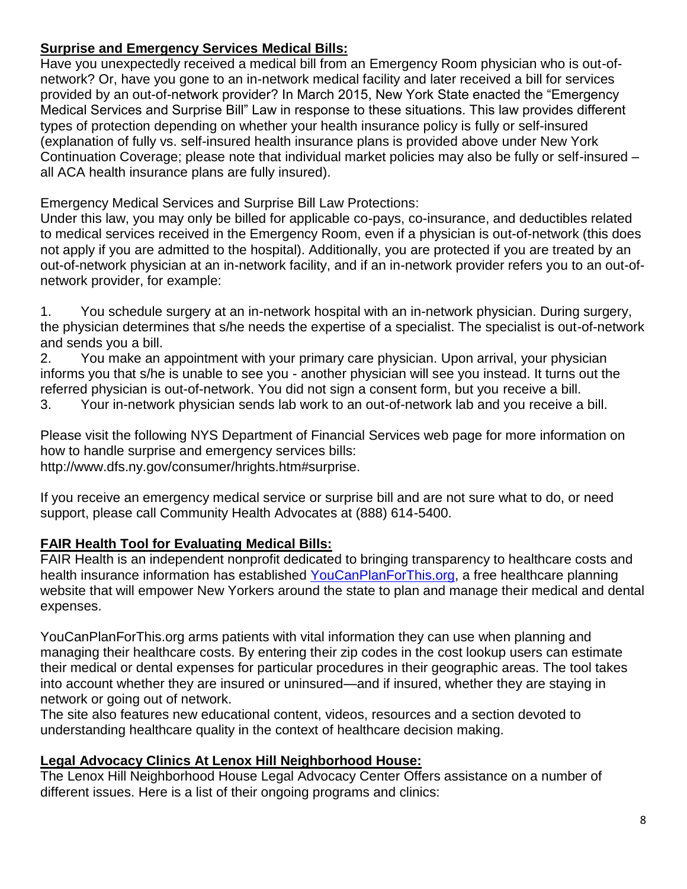## Surprise and Emergency Services Medical Bills:

Have you unexpectedly received a medical bill from an Emergency Room physician who is out-of-network? Or, have you gone to an in-network medical facility and later received a bill for services provided by an out-of-network provider? In March 2015, New York State enacted the "Emergency Medical Services and Surprise Bill" Law in response to these situations. This law provides different types of protection depending on whether your health insurance policy is fully or self-insured (explanation of fully vs. self-insured health insurance plans is provided above under New York Continuation Coverage; please note that individual market policies may also be fully or self-insured – all ACA health insurance plans are fully insured).

Emergency Medical Services and Surprise Bill Law Protections:

Under this law, you may only be billed for applicable co-pays, co-insurance, and deductibles related to medical services received in the Emergency Room, even if a physician is out-of-network (this does not apply if you are admitted to the hospital). Additionally, you are protected if you are treated by an out-of-network physician at an in-network facility, and if an in-network provider refers you to an out-of-network provider, for example:

1. You schedule surgery at an in-network hospital with an in-network physician. During surgery, the physician determines that s/he needs the expertise of a specialist. The specialist is out-of-network and sends you a bill.
2. You make an appointment with your primary care physician. Upon arrival, your physician informs you that s/he is unable to see you - another physician will see you instead. It turns out the referred physician is out-of-network. You did not sign a consent form, but you receive a bill.
3. Your in-network physician sends lab work to an out-of-network lab and you receive a bill.

Please visit the following NYS Department of Financial Services web page for more information on how to handle surprise and emergency services bills:
http://www.dfs.ny.gov/consumer/hrights.htm#surprise.

If you receive an emergency medical service or surprise bill and are not sure what to do, or need support, please call Community Health Advocates at (888) 614-5400.

## FAIR Health Tool for Evaluating Medical Bills:

FAIR Health is an independent nonprofit dedicated to bringing transparency to healthcare costs and health insurance information has established [YouCanPlanForThis.org](YouCanPlanForThis.org), a free healthcare planning website that will empower New Yorkers around the state to plan and manage their medical and dental expenses.

YouCanPlanForThis.org arms patients with vital information they can use when planning and managing their healthcare costs. By entering their zip codes in the cost lookup users can estimate their medical or dental expenses for particular procedures in their geographic areas. The tool takes into account whether they are insured or uninsured—and if insured, whether they are staying in network or going out of network.

The site also features new educational content, videos, resources and a section devoted to understanding healthcare quality in the context of healthcare decision making.

## Legal Advocacy Clinics At Lenox Hill Neighborhood House:

The Lenox Hill Neighborhood House Legal Advocacy Center Offers assistance on a number of different issues. Here is a list of their ongoing programs and clinics: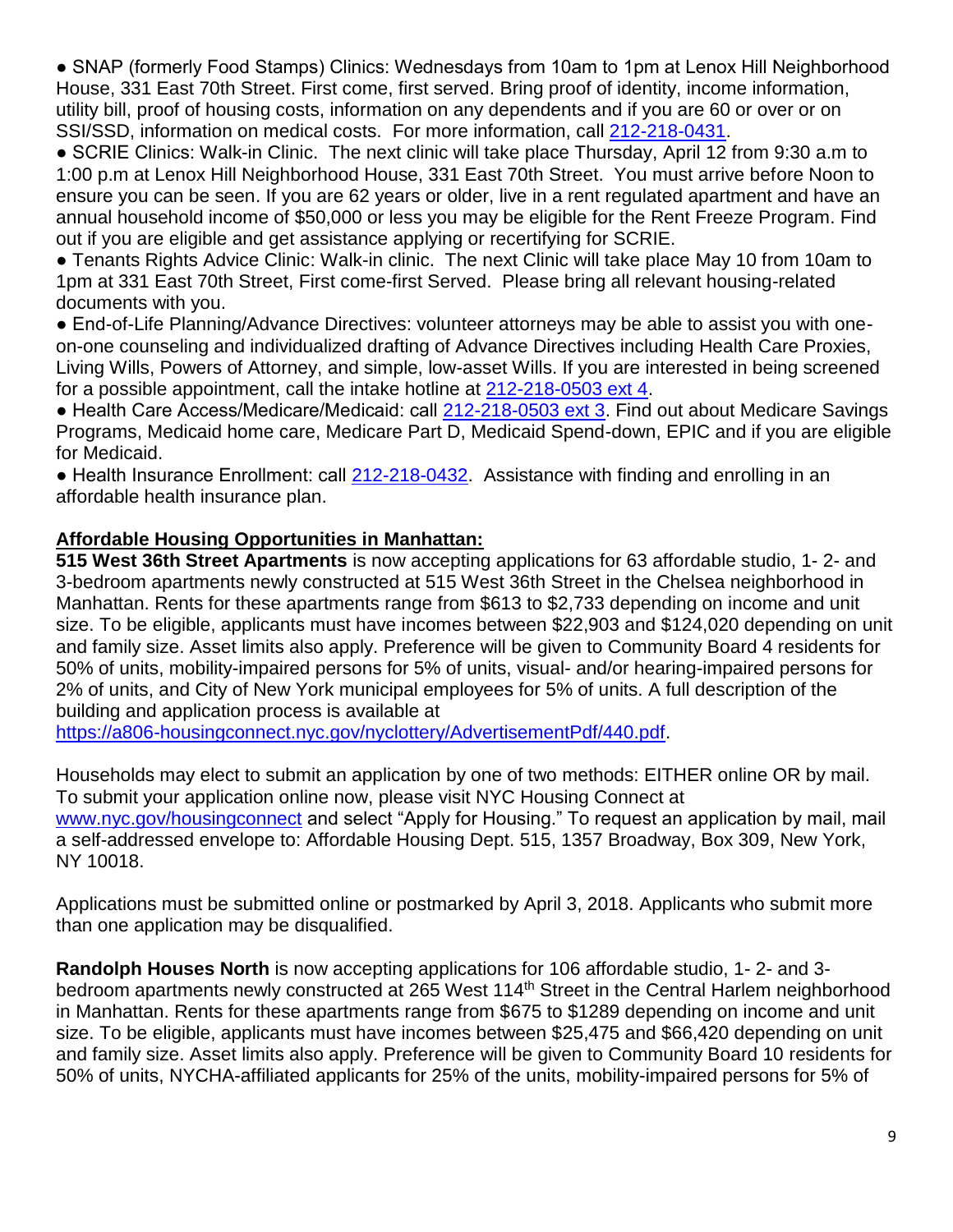- SNAP (formerly Food Stamps) Clinics: Wednesdays from 10am to 1pm at Lenox Hill Neighborhood House, 331 East 70th Street. First come, first served. Bring proof of identity, income information, utility bill, proof of housing costs, information on any dependents and if you are 60 or over or on SSI/SSD, information on medical costs. For more information, call 212-218-0431.
- SCRIE Clinics: Walk-in Clinic. The next clinic will take place Thursday, April 12 from 9:30 a.m to 1:00 p.m at Lenox Hill Neighborhood House, 331 East 70th Street. You must arrive before Noon to ensure you can be seen. If you are 62 years or older, live in a rent regulated apartment and have an annual household income of $50,000 or less you may be eligible for the Rent Freeze Program. Find out if you are eligible and get assistance applying or recertifying for SCRIE.
- Tenants Rights Advice Clinic: Walk-in clinic. The next Clinic will take place May 10 from 10am to 1pm at 331 East 70th Street, First come-first Served. Please bring all relevant housing-related documents with you.
- End-of-Life Planning/Advance Directives: volunteer attorneys may be able to assist you with one-on-one counseling and individualized drafting of Advance Directives including Health Care Proxies, Living Wills, Powers of Attorney, and simple, low-asset Wills. If you are interested in being screened for a possible appointment, call the intake hotline at 212-218-0503 ext 4.
- Health Care Access/Medicare/Medicaid: call 212-218-0503 ext 3. Find out about Medicare Savings Programs, Medicaid home care, Medicare Part D, Medicaid Spend-down, EPIC and if you are eligible for Medicaid.
- Health Insurance Enrollment: call 212-218-0432. Assistance with finding and enrolling in an affordable health insurance plan.

**Affordable Housing Opportunities in Manhattan:**

**515 West 36th Street Apartments** is now accepting applications for 63 affordable studio, 1- 2- and 3-bedroom apartments newly constructed at 515 West 36th Street in the Chelsea neighborhood in Manhattan. Rents for these apartments range from $613 to $2,733 depending on income and unit size. To be eligible, applicants must have incomes between $22,903 and $124,020 depending on unit and family size. Asset limits also apply. Preference will be given to Community Board 4 residents for 50% of units, mobility-impaired persons for 5% of units, visual- and/or hearing-impaired persons for 2% of units, and City of New York municipal employees for 5% of units. A full description of the building and application process is available at https://a806-housingconnect.nyc.gov/nyclottery/AdvertisementPdf/440.pdf.

Households may elect to submit an application by one of two methods: EITHER online OR by mail. To submit your application online now, please visit NYC Housing Connect at www.nyc.gov/housingconnect and select "Apply for Housing." To request an application by mail, mail a self-addressed envelope to: Affordable Housing Dept. 515, 1357 Broadway, Box 309, New York, NY 10018.

Applications must be submitted online or postmarked by April 3, 2018. Applicants who submit more than one application may be disqualified.

**Randolph Houses North** is now accepting applications for 106 affordable studio, 1- 2- and 3-bedroom apartments newly constructed at 265 West 114th Street in the Central Harlem neighborhood in Manhattan. Rents for these apartments range from $675 to $1289 depending on income and unit size. To be eligible, applicants must have incomes between $25,475 and $66,420 depending on unit and family size. Asset limits also apply. Preference will be given to Community Board 10 residents for 50% of units, NYCHA-affiliated applicants for 25% of the units, mobility-impaired persons for 5% of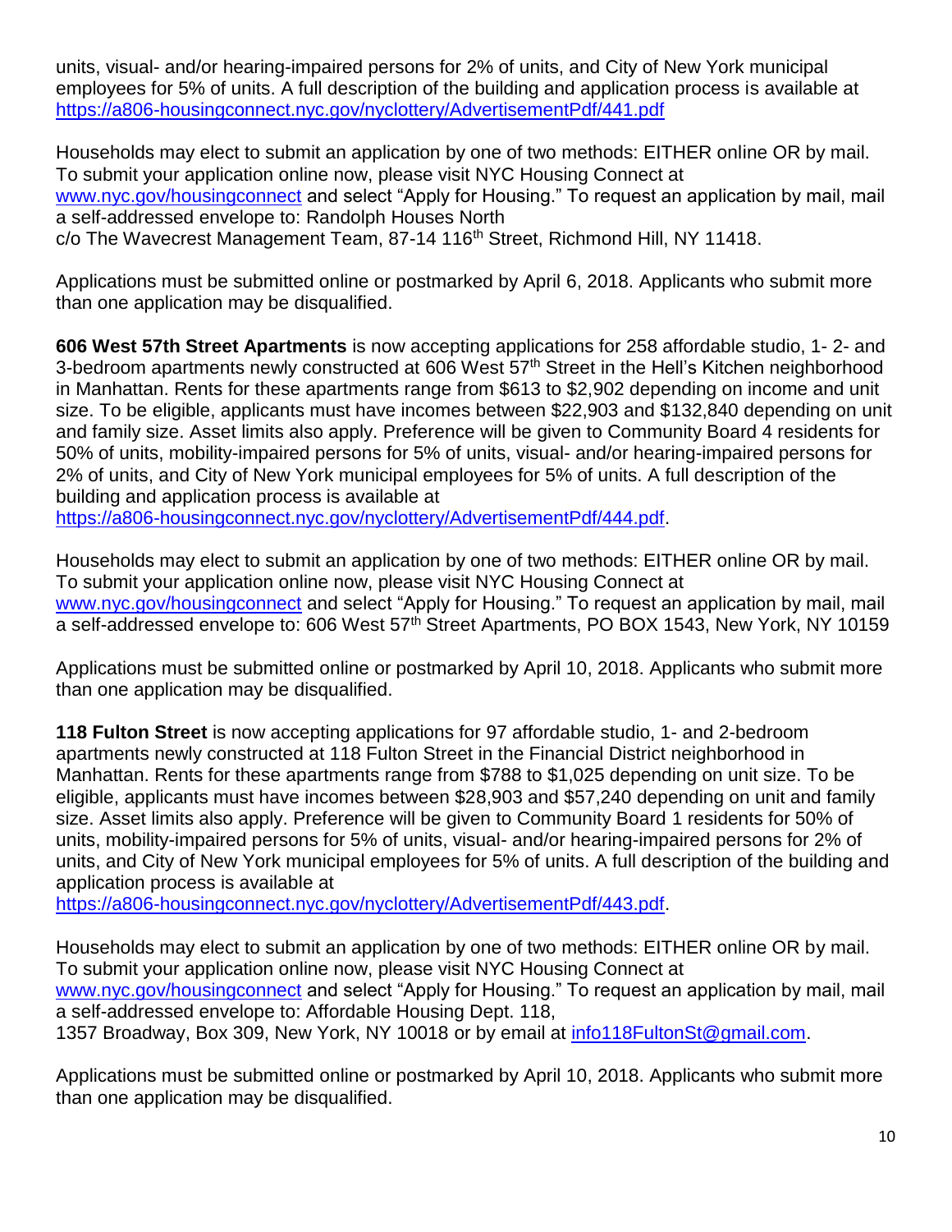units, visual- and/or hearing-impaired persons for 2% of units, and City of New York municipal employees for 5% of units. A full description of the building and application process is available at https://a806-housingconnect.nyc.gov/nyclottery/AdvertisementPdf/441.pdf

Households may elect to submit an application by one of two methods: EITHER online OR by mail. To submit your application online now, please visit NYC Housing Connect at www.nyc.gov/housingconnect and select "Apply for Housing." To request an application by mail, mail a self-addressed envelope to: Randolph Houses North
c/o The Wavecrest Management Team, 87-14 116th Street, Richmond Hill, NY 11418.

Applications must be submitted online or postmarked by April 6, 2018. Applicants who submit more than one application may be disqualified.

**606 West 57th Street Apartments** is now accepting applications for 258 affordable studio, 1- 2- and 3-bedroom apartments newly constructed at 606 West 57th Street in the Hell's Kitchen neighborhood in Manhattan. Rents for these apartments range from $613 to $2,902 depending on income and unit size. To be eligible, applicants must have incomes between $22,903 and $132,840 depending on unit and family size. Asset limits also apply. Preference will be given to Community Board 4 residents for 50% of units, mobility-impaired persons for 5% of units, visual- and/or hearing-impaired persons for 2% of units, and City of New York municipal employees for 5% of units. A full description of the building and application process is available at https://a806-housingconnect.nyc.gov/nyclottery/AdvertisementPdf/444.pdf.

Households may elect to submit an application by one of two methods: EITHER online OR by mail. To submit your application online now, please visit NYC Housing Connect at www.nyc.gov/housingconnect and select "Apply for Housing." To request an application by mail, mail a self-addressed envelope to: 606 West 57th Street Apartments, PO BOX 1543, New York, NY 10159

Applications must be submitted online or postmarked by April 10, 2018. Applicants who submit more than one application may be disqualified.

**118 Fulton Street** is now accepting applications for 97 affordable studio, 1- and 2-bedroom apartments newly constructed at 118 Fulton Street in the Financial District neighborhood in Manhattan. Rents for these apartments range from $788 to $1,025 depending on unit size. To be eligible, applicants must have incomes between $28,903 and $57,240 depending on unit and family size. Asset limits also apply. Preference will be given to Community Board 1 residents for 50% of units, mobility-impaired persons for 5% of units, visual- and/or hearing-impaired persons for 2% of units, and City of New York municipal employees for 5% of units. A full description of the building and application process is available at https://a806-housingconnect.nyc.gov/nyclottery/AdvertisementPdf/443.pdf.

Households may elect to submit an application by one of two methods: EITHER online OR by mail. To submit your application online now, please visit NYC Housing Connect at www.nyc.gov/housingconnect and select "Apply for Housing." To request an application by mail, mail a self-addressed envelope to: Affordable Housing Dept. 118,
1357 Broadway, Box 309, New York, NY 10018 or by email at info118FultonSt@gmail.com.

Applications must be submitted online or postmarked by April 10, 2018. Applicants who submit more than one application may be disqualified.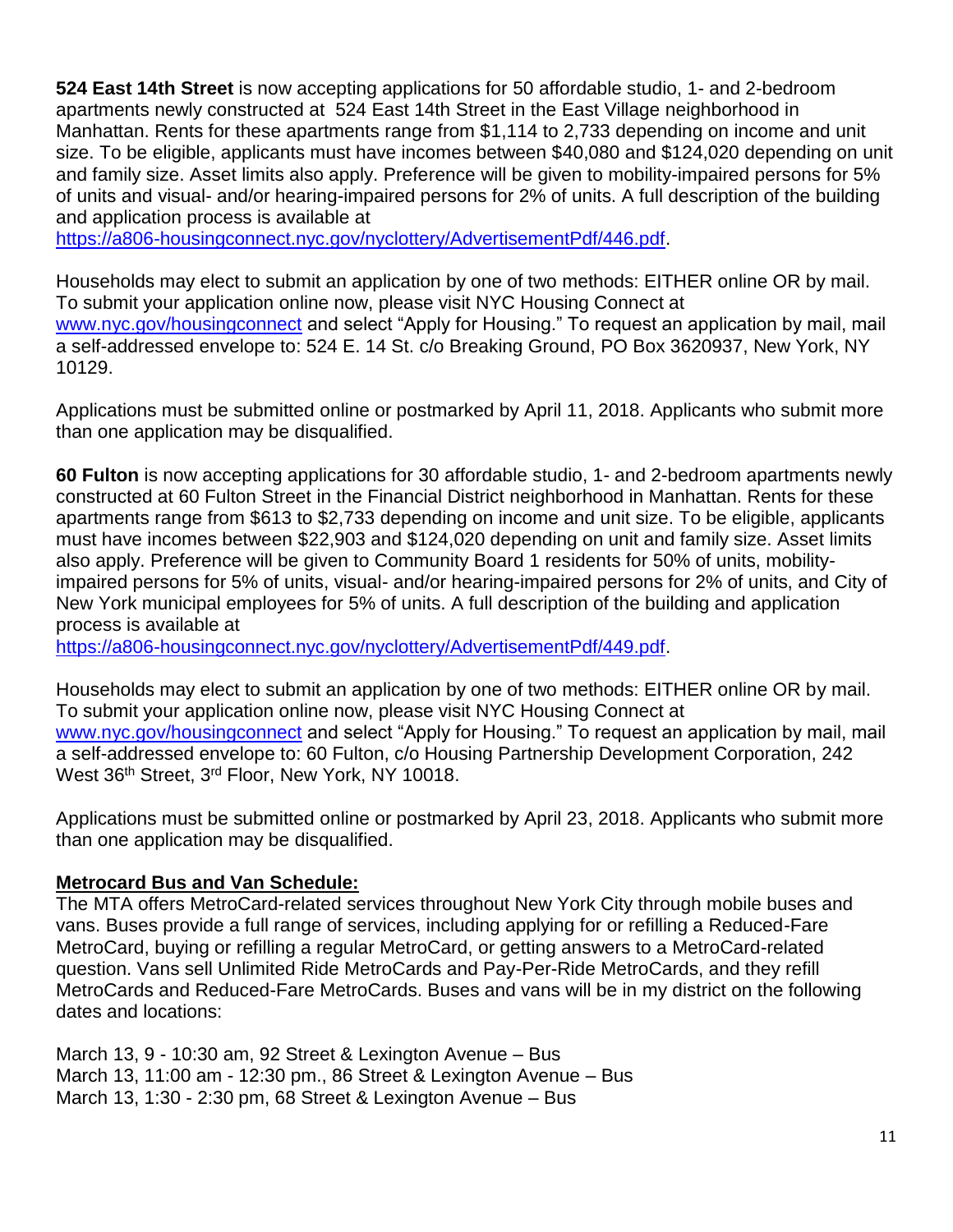**524 East 14th Street** is now accepting applications for 50 affordable studio, 1- and 2-bedroom apartments newly constructed at 524 East 14th Street in the East Village neighborhood in Manhattan. Rents for these apartments range from $1,114 to 2,733 depending on income and unit size. To be eligible, applicants must have incomes between $40,080 and $124,020 depending on unit and family size. Asset limits also apply. Preference will be given to mobility-impaired persons for 5% of units and visual- and/or hearing-impaired persons for 2% of units. A full description of the building and application process is available at https://a806-housingconnect.nyc.gov/nyclottery/AdvertisementPdf/446.pdf.

Households may elect to submit an application by one of two methods: EITHER online OR by mail. To submit your application online now, please visit NYC Housing Connect at www.nyc.gov/housingconnect and select "Apply for Housing." To request an application by mail, mail a self-addressed envelope to: 524 E. 14 St. c/o Breaking Ground, PO Box 3620937, New York, NY 10129.

Applications must be submitted online or postmarked by April 11, 2018. Applicants who submit more than one application may be disqualified.

**60 Fulton** is now accepting applications for 30 affordable studio, 1- and 2-bedroom apartments newly constructed at 60 Fulton Street in the Financial District neighborhood in Manhattan. Rents for these apartments range from $613 to $2,733 depending on income and unit size. To be eligible, applicants must have incomes between $22,903 and $124,020 depending on unit and family size. Asset limits also apply. Preference will be given to Community Board 1 residents for 50% of units, mobility-impaired persons for 5% of units, visual- and/or hearing-impaired persons for 2% of units, and City of New York municipal employees for 5% of units. A full description of the building and application process is available at https://a806-housingconnect.nyc.gov/nyclottery/AdvertisementPdf/449.pdf.

Households may elect to submit an application by one of two methods: EITHER online OR by mail. To submit your application online now, please visit NYC Housing Connect at www.nyc.gov/housingconnect and select "Apply for Housing." To request an application by mail, mail a self-addressed envelope to: 60 Fulton, c/o Housing Partnership Development Corporation, 242 West 36th Street, 3rd Floor, New York, NY 10018.

Applications must be submitted online or postmarked by April 23, 2018. Applicants who submit more than one application may be disqualified.

**Metrocard Bus and Van Schedule:**

The MTA offers MetroCard-related services throughout New York City through mobile buses and vans. Buses provide a full range of services, including applying for or refilling a Reduced-Fare MetroCard, buying or refilling a regular MetroCard, or getting answers to a MetroCard-related question. Vans sell Unlimited Ride MetroCards and Pay-Per-Ride MetroCards, and they refill MetroCards and Reduced-Fare MetroCards. Buses and vans will be in my district on the following dates and locations:

March 13, 9 - 10:30 am, 92 Street & Lexington Avenue – Bus
March 13, 11:00 am - 12:30 pm., 86 Street & Lexington Avenue – Bus
March 13, 1:30 - 2:30 pm, 68 Street & Lexington Avenue – Bus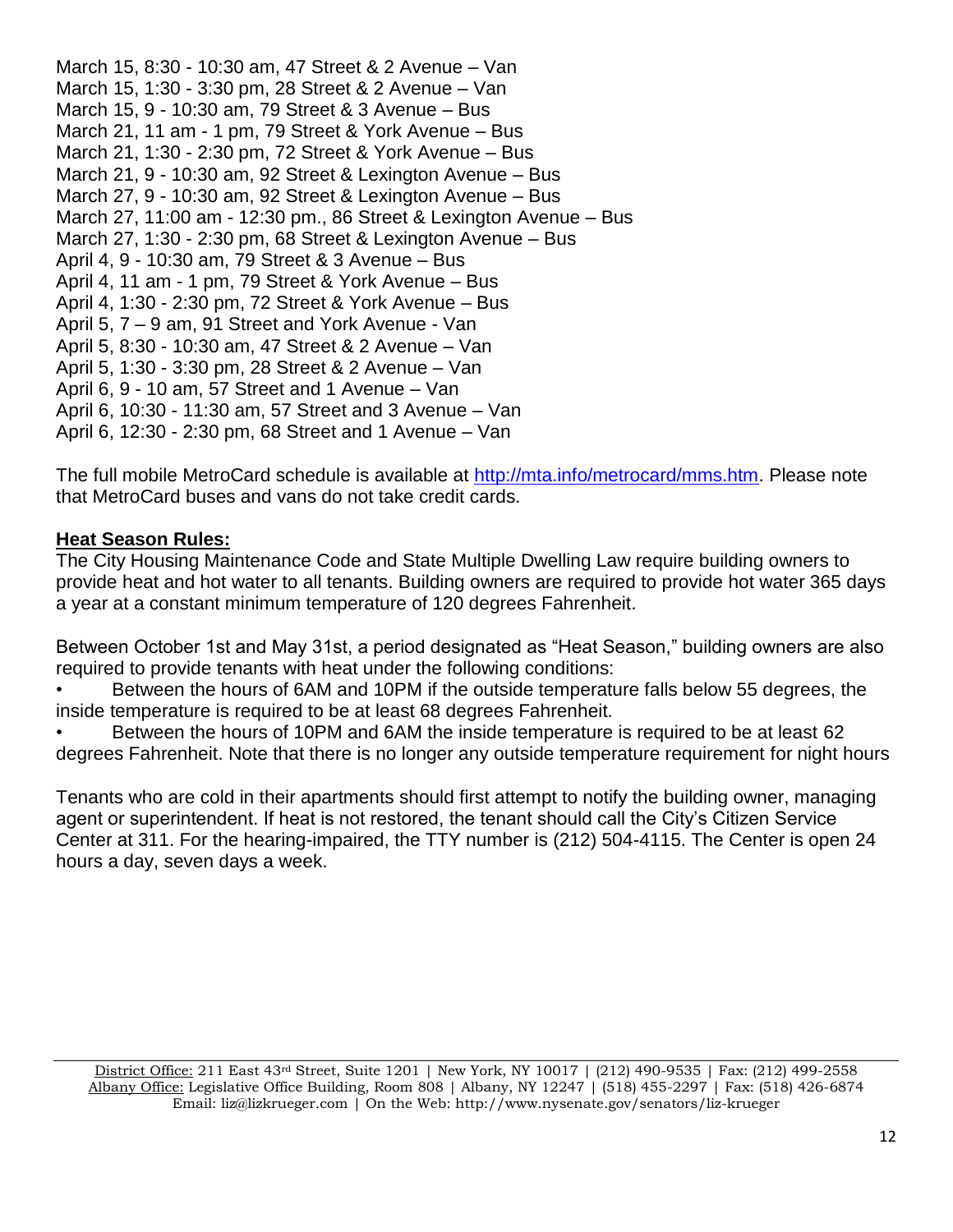March 15, 8:30 - 10:30 am, 47 Street & 2 Avenue – Van
March 15, 1:30 - 3:30 pm, 28 Street & 2 Avenue – Van
March 15, 9 - 10:30 am, 79 Street & 3 Avenue – Bus
March 21, 11 am - 1 pm, 79 Street & York Avenue – Bus
March 21, 1:30 - 2:30 pm, 72 Street & York Avenue – Bus
March 21, 9 - 10:30 am, 92 Street & Lexington Avenue – Bus
March 27, 9 - 10:30 am, 92 Street & Lexington Avenue – Bus
March 27, 11:00 am - 12:30 pm., 86 Street & Lexington Avenue – Bus
March 27, 1:30 - 2:30 pm, 68 Street & Lexington Avenue – Bus
April 4, 9 - 10:30 am, 79 Street & 3 Avenue – Bus
April 4, 11 am - 1 pm, 79 Street & York Avenue – Bus
April 4, 1:30 - 2:30 pm, 72 Street & York Avenue – Bus
April 5, 7 – 9 am, 91 Street and York Avenue - Van
April 5, 8:30 - 10:30 am, 47 Street & 2 Avenue – Van
April 5, 1:30 - 3:30 pm, 28 Street & 2 Avenue – Van
April 6, 9 - 10 am, 57 Street and 1 Avenue – Van
April 6, 10:30 - 11:30 am, 57 Street and 3 Avenue – Van
April 6, 12:30 - 2:30 pm, 68 Street and 1 Avenue – Van

The full mobile MetroCard schedule is available at http://mta.info/metrocard/mms.htm. Please note that MetroCard buses and vans do not take credit cards.

**Heat Season Rules:**

The City Housing Maintenance Code and State Multiple Dwelling Law require building owners to provide heat and hot water to all tenants. Building owners are required to provide hot water 365 days a year at a constant minimum temperature of 120 degrees Fahrenheit.

Between October 1st and May 31st, a period designated as "Heat Season," building owners are also required to provide tenants with heat under the following conditions:

- Between the hours of 6AM and 10PM if the outside temperature falls below 55 degrees, the inside temperature is required to be at least 68 degrees Fahrenheit.
- Between the hours of 10PM and 6AM the inside temperature is required to be at least 62 degrees Fahrenheit. Note that there is no longer any outside temperature requirement for night hours

Tenants who are cold in their apartments should first attempt to notify the building owner, managing agent or superintendent. If heat is not restored, the tenant should call the City's Citizen Service Center at 311. For the hearing-impaired, the TTY number is (212) 504-4115. The Center is open 24 hours a day, seven days a week.